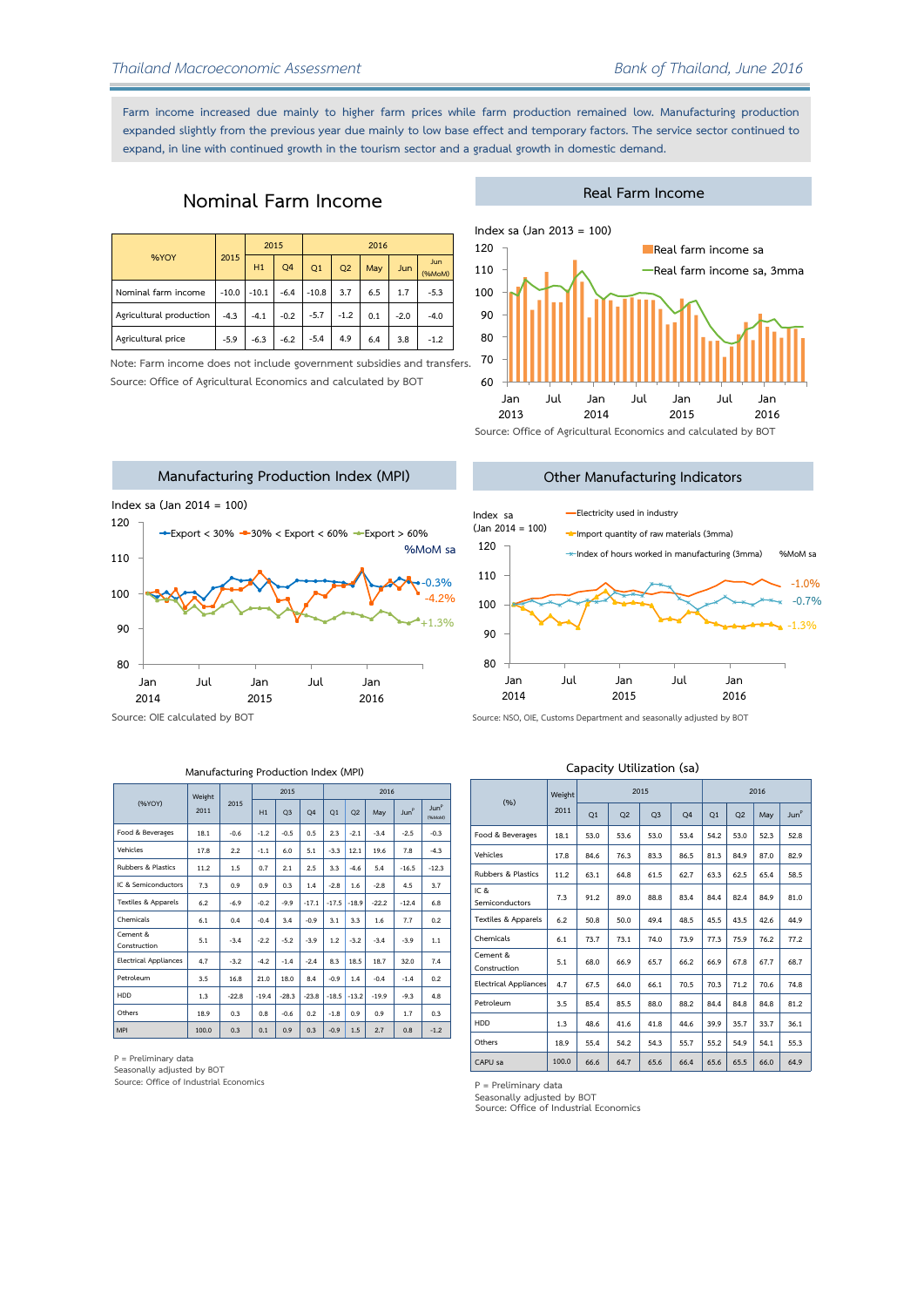Farm income increased due mainly to higher farm prices while farm production remained low. Manufacturing production expanded slightly from the previous year due mainly to low base effect and temporary factors. The service sector continued to expand, in line with continued growth in the tourism sector and a gradual growth in domestic demand.

## Nominal Farm Income

| %YOY | 2015 | 2015 | | 2016 | | | | |
|---|---|---|---|---|---|---|---|---|
| | | H1 | Q4 | Q1 | Q2 | May | Jun | Jun (%MoM) |
| Nominal farm income | -10.0 | -10.1 | -6.4 | -10.8 | 3.7 | 6.5 | 1.7 | -5.3 |
| Agricultural production | -4.3 | -4.1 | -0.2 | -5.7 | -1.2 | 0.1 | -2.0 | -4.0 |
| Agricultural price | -5.9 | -6.3 | -6.2 | -5.4 | 4.9 | 6.4 | 3.8 | -1.2 |

Note: Farm income does not include government subsidies and transfers.
Source: Office of Agricultural Economics and calculated by BOT

## Real Farm Income

Source: Office of Agricultural Economics and calculated by BOT

## Manufacturing Production Index (MPI)

Source: OIE calculated by BOT

## Other Manufacturing Indicators

Source: NSO, OIE, Customs Department and seasonally adjusted by BOT

### Manufacturing Production Index (MPI)

| (%YOY) | Weight 2011 | 2015 | 2015 | | | 2016 | | | | |
|---|---|---|---|---|---|---|---|---|---|---|
| | | | H1 | Q3 | Q4 | Q1 | Q2 | May | Jun[P] | Jun[P] (%MoM) |
| Food & Beverages | 18.1 | -0.6 | -1.2 | -0.5 | 0.5 | 2.3 | -2.1 | -3.4 | -2.5 | -0.3 |
| Vehicles | 17.8 | 2.2 | -1.1 | 6.0 | 5.1 | -3.3 | 12.1 | 19.6 | 7.8 | -4.3 |
| Rubbers & Plastics | 11.2 | 1.5 | 0.7 | 2.1 | 2.5 | 3.3 | -4.6 | 5.4 | -16.5 | -12.3 |
| IC & Semiconductors | 7.3 | 0.9 | 0.9 | 0.3 | 1.4 | -2.8 | 1.6 | -2.8 | 4.5 | 3.7 |
| Textiles & Apparels | 6.2 | -6.9 | -0.2 | -9.9 | -17.1 | -17.5 | -18.9 | -22.2 | -12.4 | 6.8 |
| Chemicals | 6.1 | 0.4 | -0.4 | 3.4 | -0.9 | 3.1 | 3.3 | 1.6 | 7.7 | 0.2 |
| Cement & Construction | 5.1 | -3.4 | -2.2 | -5.2 | -3.9 | 1.2 | -3.2 | -3.4 | -3.9 | 1.1 |
| Electrical Appliances | 4.7 | -3.2 | -4.2 | -1.4 | -2.4 | 8.3 | 18.5 | 18.7 | 32.0 | 7.4 |
| Petroleum | 3.5 | 16.8 | 21.0 | 18.0 | 8.4 | -0.9 | 1.4 | -0.4 | -1.4 | 0.2 |
| HDD | 1.3 | -22.8 | -19.4 | -28.3 | -23.8 | -18.5 | -13.2 | -19.9 | -9.3 | 4.8 |
| Others | 18.9 | 0.3 | 0.8 | -0.6 | 0.2 | -1.8 | 0.9 | 0.9 | 1.7 | 0.3 |
| MPI | 100.0 | 0.3 | 0.1 | 0.9 | 0.3 | -0.9 | 1.5 | 2.7 | 0.8 | -1.2 |

P = Preliminary data
Seasonally adjusted by BOT
Source: Office of Industrial Economics

### Capacity Utilization (sa)

| (%) | Weight 2011 | 2015 | | | | 2016 | | | |
|---|---|---|---|---|---|---|---|---|---|
| | | Q1 | Q2 | Q3 | Q4 | Q1 | Q2 | May | Jun[P] |
| Food & Beverages | 18.1 | 53.0 | 53.6 | 53.0 | 53.4 | 54.2 | 53.0 | 52.3 | 52.8 |
| Vehicles | 17.8 | 84.6 | 76.3 | 83.3 | 86.5 | 81.3 | 84.9 | 87.0 | 82.9 |
| Rubbers & Plastics | 11.2 | 63.1 | 64.8 | 61.5 | 62.7 | 63.3 | 62.5 | 65.4 | 58.5 |
| IC & Semiconductors | 7.3 | 91.2 | 89.0 | 88.8 | 83.4 | 84.4 | 82.4 | 84.9 | 81.0 |
| Textiles & Apparels | 6.2 | 50.8 | 50.0 | 49.4 | 48.5 | 45.5 | 43.5 | 42.6 | 44.9 |
| Chemicals | 6.1 | 73.7 | 73.1 | 74.0 | 73.9 | 77.3 | 75.9 | 76.2 | 77.2 |
| Cement & Construction | 5.1 | 68.0 | 66.9 | 65.7 | 66.2 | 66.9 | 67.8 | 67.7 | 68.7 |
| Electrical Appliances | 4.7 | 67.5 | 64.0 | 66.1 | 70.5 | 70.3 | 71.2 | 70.6 | 74.8 |
| Petroleum | 3.5 | 85.4 | 85.5 | 88.0 | 88.2 | 84.4 | 84.8 | 84.8 | 81.2 |
| HDD | 1.3 | 48.6 | 41.6 | 41.8 | 44.6 | 39.9 | 35.7 | 33.7 | 36.1 |
| Others | 18.9 | 55.4 | 54.2 | 54.3 | 55.7 | 55.2 | 54.9 | 54.1 | 55.3 |
| CAPU sa | 100.0 | 66.6 | 64.7 | 65.6 | 66.4 | 65.6 | 65.5 | 66.0 | 64.9 |

P = Preliminary data
Seasonally adjusted by BOT
Source: Office of Industrial Economics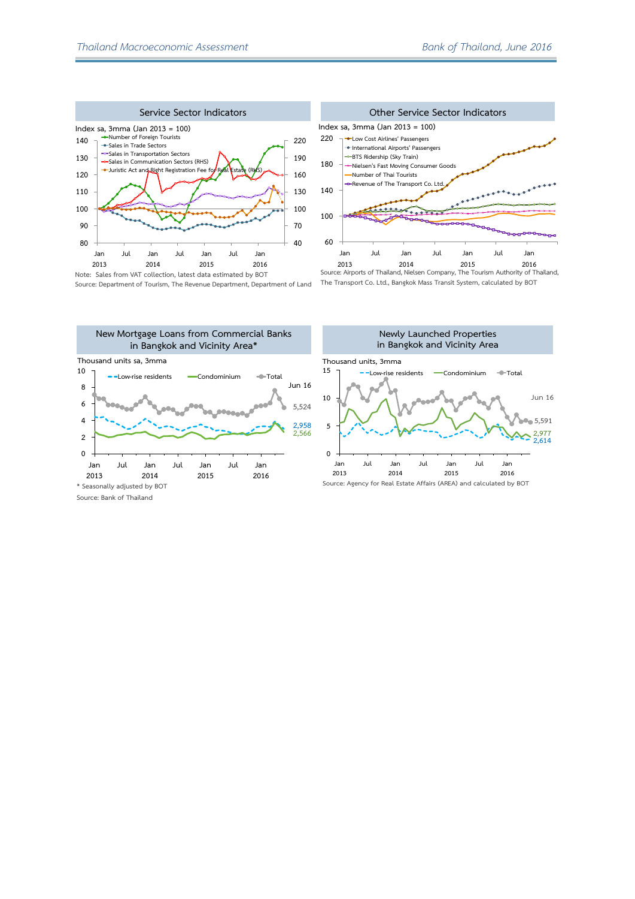## Service Sector Indicators

Index sa, 3mma (Jan 2013 = 100)

- Number of Foreign Tourists
- Sales in Trade Sectors
- Sales in Transportation Sectors
- Sales in Communication Sectors (RHS)
- Juristic Act and Right Registration Fee for Real Estate (RHS)

Note: Sales from VAT collection, latest data estimated by BOT

Source: Department of Tourism, The Revenue Department, Department of Land

## Other Service Sector Indicators

Index sa, 3mma (Jan 2013 = 100)

- Low Cost Airlines' Passengers
- International Airports' Passengers
- BTS Ridership (Sky Train)
- Nielsen's Fast Moving Consumer Goods
- Number of Thai Tourists
- Revenue of The Transport Co. Ltd.

Source: Airports of Thailand, Nielsen Company, The Tourism Authority of Thailand, The Transport Co. Ltd., Bangkok Mass Transit System, calculated by BOT

## New Mortgage Loans from Commercial Banks in Bangkok and Vicinity Area*

Thousand units sa, 3mma

- Low-rise residents
- Condominium
- Total

Jun 16: Total 5,524; Low-rise residents 2,958; Condominium 2,566

\* Seasonally adjusted by BOT

Source: Bank of Thailand

## Newly Launched Properties in Bangkok and Vicinity Area

Thousand units, 3mma

- Low-rise residents
- Condominium
- Total

Jun 16: Total 5,591; Condominium 2,977; Low-rise residents 2,614

Source: Agency for Real Estate Affairs (AREA) and calculated by BOT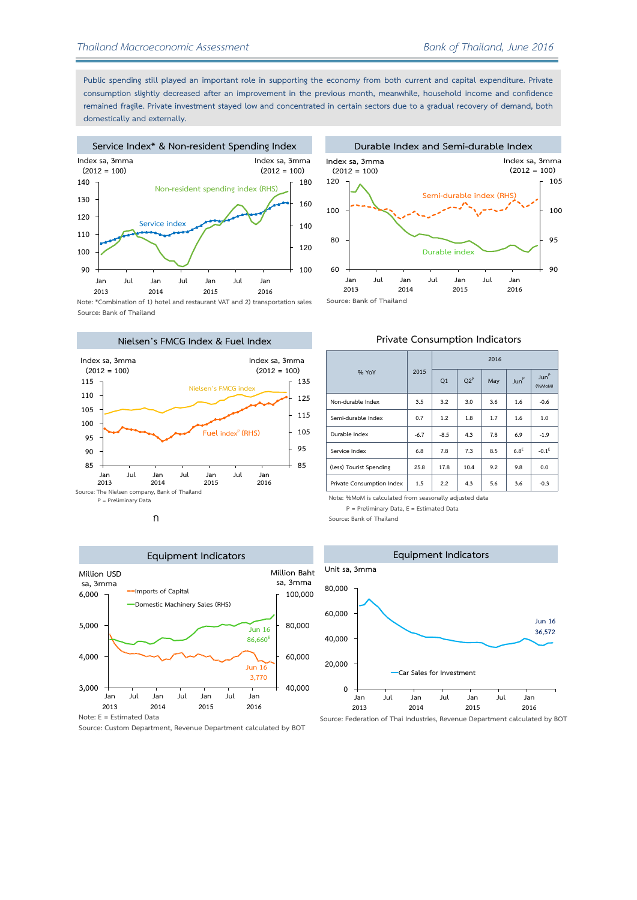Public spending still played an important role in supporting the economy from both current and capital expenditure. Private consumption slightly decreased after an improvement in the previous month, meanwhile, household income and confidence remained fragile. Private investment stayed low and concentrated in certain sectors due to a gradual recovery of demand, both domestically and externally.

### Service Index* & Non-resident Spending Index

Note: *Combination of 1) hotel and restaurant VAT and 2) transportation sales
Source: Bank of Thailand

### Durable Index and Semi-durable Index

Source: Bank of Thailand

### Nielsen's FMCG Index & Fuel Index

Source: The Nielsen company, Bank of Thailand
P = Preliminary Data

### Private Consumption Indicators

| % YoY | 2015 | 2016 | | | | |
|---|---|---|---|---|---|---|
| | | Q1 | Q2[P] | May | Jun[P] | Jun[P] (%MoM) |
| Non-durable Index | 3.5 | 3.2 | 3.0 | 3.6 | 1.6 | -0.6 |
| Semi-durable Index | 0.7 | 1.2 | 1.8 | 1.7 | 1.6 | 1.0 |
| Durable Index | -6.7 | -8.5 | 4.3 | 7.8 | 6.9 | -1.9 |
| Service Index | 6.8 | 7.8 | 7.3 | 8.5 | 6.8[E] | -0.1[E] |
| (less) Tourist Spending | 25.8 | 17.8 | 10.4 | 9.2 | 9.8 | 0.0 |
| Private Consumption Index | 1.5 | 2.2 | 4.3 | 5.6 | 3.6 | -0.3 |

Note: %MoM is calculated from seasonally adjusted data
P = Preliminary Data, E = Estimated Data
Source: Bank of Thailand

### Equipment Indicators

Note: E = Estimated Data
Source: Custom Department, Revenue Department calculated by BOT

### Equipment Indicators

Source: Federation of Thai Industries, Revenue Department calculated by BOT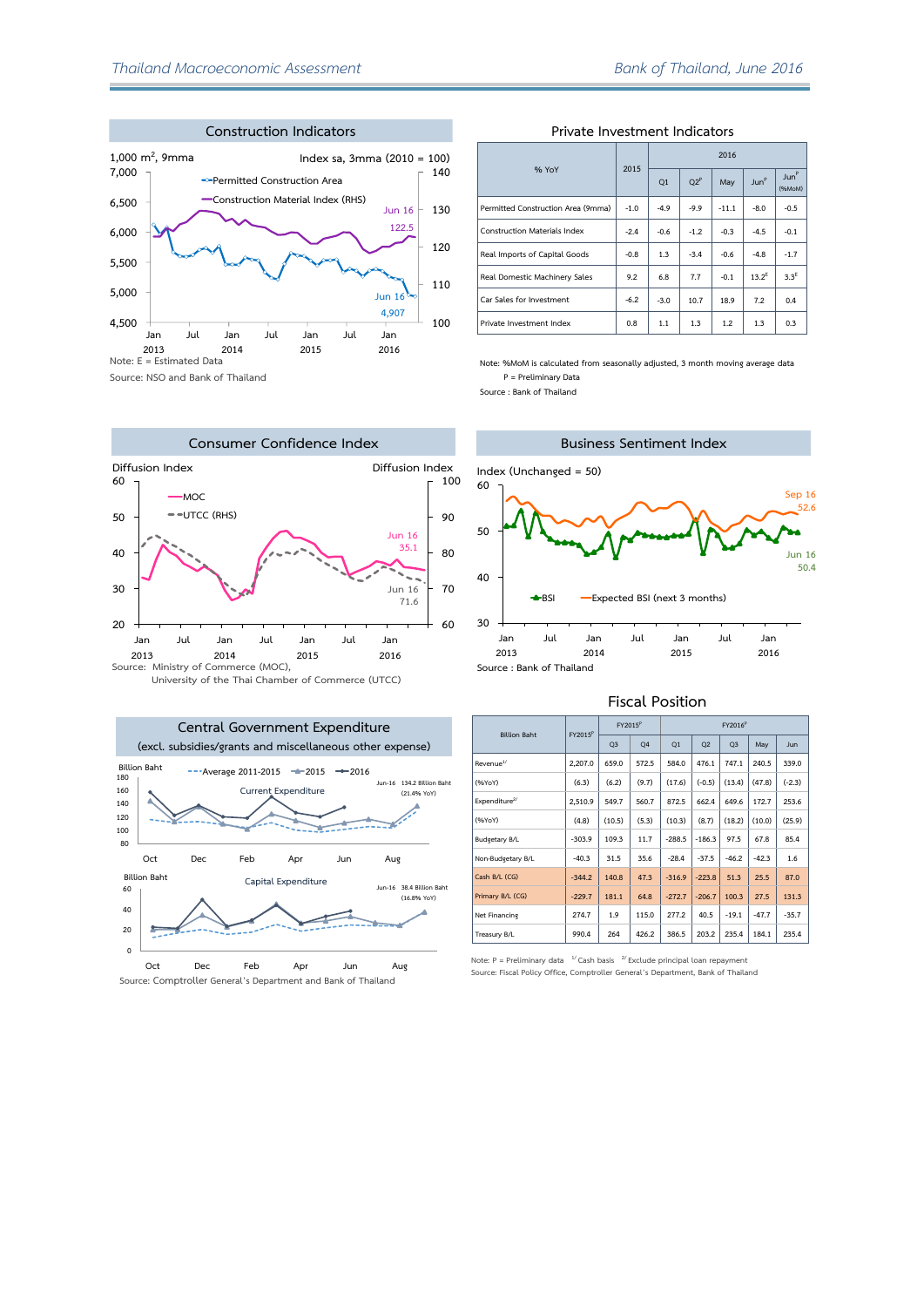## Construction Indicators

1,000 m², 9mma — Index sa, 3mma (2010 = 100)

Permitted Construction Area; Construction Material Index (RHS)

Jun 16: 122.5; Jun 16: 4,907

Note: E = Estimated Data

Source: NSO and Bank of Thailand

## Private Investment Indicators

| % YoY | 2015 | 2016 | | | | |
|---|---|---|---|---|---|---|
| | | Q1 | Q2[P] | May | Jun[P] | Jun[P] (%MoM) |
| Permitted Construction Area (9mma) | -1.0 | -4.9 | -9.9 | -11.1 | -8.0 | -0.5 |
| Construction Materials Index | -2.4 | -0.6 | -1.2 | -0.3 | -4.5 | -0.1 |
| Real Imports of Capital Goods | -0.8 | 1.3 | -3.4 | -0.6 | -4.8 | -1.7 |
| Real Domestic Machinery Sales | 9.2 | 6.8 | 7.7 | -0.1 | 13.2[E] | 3.3[E] |
| Car Sales for Investment | -6.2 | -3.0 | 10.7 | 18.9 | 7.2 | 0.4 |
| Private Investment Index | 0.8 | 1.1 | 1.3 | 1.2 | 1.3 | 0.3 |

Note: %MoM is calculated from seasonally adjusted, 3 month moving average data

P = Preliminary Data

Source : Bank of Thailand

## Consumer Confidence Index

Diffusion Index — MOC; UTCC (RHS)

Jun 16: 35.1; Jun 16: 71.6

Source: Ministry of Commerce (MOC), University of the Thai Chamber of Commerce (UTCC)

## Business Sentiment Index

Index (Unchanged = 50) — BSI; Expected BSI (next 3 months)

Sep 16: 52.6; Jun 16: 50.4

Source : Bank of Thailand

## Central Government Expenditure

(excl. subsidies/grants and miscellaneous other expense)

Current Expenditure (Billion Baht) — Average 2011-2015; 2015; 2016

Jun-16: 134.2 Billion Baht (21.4% YoY)

Capital Expenditure (Billion Baht)

Jun-16: 38.4 Billion Baht (16.8% YoY)

Source: Comptroller General's Department and Bank of Thailand

## Fiscal Position

| Billion Baht | FY2015[P] | FY2015[P] | | FY2016[P] | | | | |
|---|---|---|---|---|---|---|---|---|
| | | Q3 | Q4 | Q1 | Q2 | Q3 | May | Jun |
| Revenue[1/] | 2,207.0 | 659.0 | 572.5 | 584.0 | 476.1 | 747.1 | 240.5 | 339.0 |
| (%YoY) | (6.3) | (6.2) | (9.7) | (17.6) | (-0.5) | (13.4) | (47.8) | (-2.3) |
| Expenditure[2/] | 2,510.9 | 549.7 | 560.7 | 872.5 | 662.4 | 649.6 | 172.7 | 253.6 |
| (%YoY) | (4.8) | (10.5) | (5.3) | (10.3) | (8.7) | (18.2) | (10.0) | (25.9) |
| Budgetary B/L | -303.9 | 109.3 | 11.7 | -288.5 | -186.3 | 97.5 | 67.8 | 85.4 |
| Non-Budgetary B/L | -40.3 | 31.5 | 35.6 | -28.4 | -37.5 | -46.2 | -42.3 | 1.6 |
| Cash B/L (CG) | -344.2 | 140.8 | 47.3 | -316.9 | -223.8 | 51.3 | 25.5 | 87.0 |
| Primary B/L (CG) | -229.7 | 181.1 | 64.8 | -272.7 | -206.7 | 100.3 | 27.5 | 131.3 |
| Net Financing | 274.7 | 1.9 | 115.0 | 277.2 | 40.5 | -19.1 | -47.7 | -35.7 |
| Treasury B/L | 990.4 | 264 | 426.2 | 386.5 | 203.2 | 235.4 | 184.1 | 235.4 |

Note: P = Preliminary data [1/] Cash basis [2/] Exclude principal loan repayment

Source: Fiscal Policy Office, Comptroller General's Department, Bank of Thailand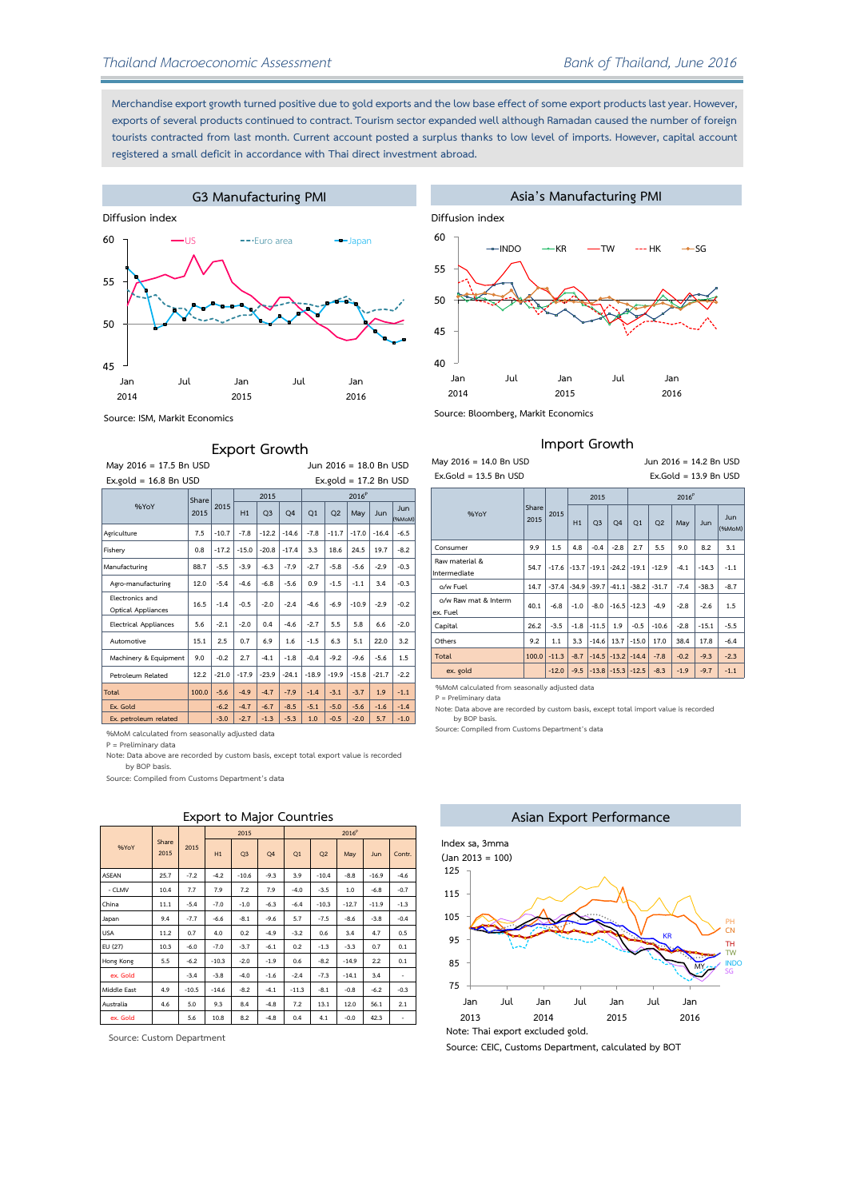Merchandise export growth turned positive due to gold exports and the low base effect of some export products last year. However, exports of several products continued to contract. Tourism sector expanded well although Ramadan caused the number of foreign tourists contracted from last month. Current account posted a surplus thanks to low level of imports. However, capital account registered a small deficit in accordance with Thai direct investment abroad.

## G3 Manufacturing PMI

Diffusion index

Source: ISM, Markit Economics

## Asia's Manufacturing PMI

Diffusion index

Source: Bloomberg, Markit Economics

## Export Growth

May 2016 = 17.5 Bn USD — Jun 2016 = 18.0 Bn USD

Ex.gold = 16.8 Bn USD — Ex.gold = 17.2 Bn USD

| %YoY | Share 2015 | 2015 | 2015 H1 | 2015 Q3 | 2015 Q4 | 2016P Q1 | 2016P Q2 | 2016P May | 2016P Jun | 2016P Jun (%MoM) |
|---|---|---|---|---|---|---|---|---|---|---|
| Agriculture | 7.5 | -10.7 | -7.8 | -12.2 | -14.6 | -7.8 | -11.7 | -17.0 | -16.4 | -6.5 |
| Fishery | 0.8 | -17.2 | -15.0 | -20.8 | -17.4 | 3.3 | 18.6 | 24.5 | 19.7 | -8.2 |
| Manufacturing | 88.7 | -5.5 | -3.9 | -6.3 | -7.9 | -2.7 | -5.8 | -5.6 | -2.9 | -0.3 |
| Agro-manufacturing | 12.0 | -5.4 | -4.6 | -6.8 | -5.6 | 0.9 | -1.5 | -1.1 | 3.4 | -0.3 |
| Electronics and Optical Appliances | 16.5 | -1.4 | -0.5 | -2.0 | -2.4 | -4.6 | -6.9 | -10.9 | -2.9 | -0.2 |
| Electrical Appliances | 5.6 | -2.1 | -2.0 | 0.4 | -4.6 | -2.7 | 5.5 | 5.8 | 6.6 | -2.0 |
| Automotive | 15.1 | 2.5 | 0.7 | 6.9 | 1.6 | -1.5 | 6.3 | 5.1 | 22.0 | 3.2 |
| Machinery & Equipment | 9.0 | -0.2 | 2.7 | -4.1 | -1.8 | -0.4 | -9.2 | -9.6 | -5.6 | 1.5 |
| Petroleum Related | 12.2 | -21.0 | -17.9 | -23.9 | -24.1 | -18.9 | -19.9 | -15.8 | -21.7 | -2.2 |
| Total | 100.0 | -5.6 | -4.9 | -4.7 | -7.9 | -1.4 | -3.1 | -3.7 | 1.9 | -1.1 |
| Ex. Gold | | -6.2 | -4.7 | -6.7 | -8.5 | -5.1 | -5.0 | -5.6 | -1.6 | -1.4 |
| Ex. petroleum related | | -3.0 | -2.7 | -1.3 | -5.3 | 1.0 | -0.5 | -2.0 | 5.7 | -1.0 |

%MoM calculated from seasonally adjusted data

P = Preliminary data

Note: Data above are recorded by custom basis, except total export value is recorded by BOP basis.

Source: Compiled from Customs Department's data

## Import Growth

May 2016 = 14.0 Bn USD — Jun 2016 = 14.2 Bn USD

Ex.Gold = 13.5 Bn USD — Ex.Gold = 13.9 Bn USD

| %YoY | Share 2015 | 2015 | 2015 H1 | 2015 Q3 | 2015 Q4 | 2016P Q1 | 2016P Q2 | 2016P May | 2016P Jun | 2016P Jun (%MoM) |
|---|---|---|---|---|---|---|---|---|---|---|
| Consumer | 9.9 | 1.5 | 4.8 | -0.4 | -2.8 | 2.7 | 5.5 | 9.0 | 8.2 | 3.1 |
| Raw material & Intermediate | 54.7 | -17.6 | -13.7 | -19.1 | -24.2 | -19.1 | -12.9 | -4.1 | -14.3 | -1.1 |
| o/w Fuel | 14.7 | -37.4 | -34.9 | -39.7 | -41.1 | -38.2 | -31.7 | -7.4 | -38.3 | -8.7 |
| o/w Raw mat & Interm ex. Fuel | 40.1 | -6.8 | -1.0 | -8.0 | -16.5 | -12.3 | -4.9 | -2.8 | -2.6 | 1.5 |
| Capital | 26.2 | -3.5 | -1.8 | -11.5 | 1.9 | -0.5 | -10.6 | -2.8 | -15.1 | -5.5 |
| Others | 9.2 | 1.1 | 3.3 | -14.6 | 13.7 | -15.0 | 17.0 | 38.4 | 17.8 | -6.4 |
| Total | 100.0 | -11.3 | -8.7 | -14.5 | -13.2 | -14.4 | -7.8 | -0.2 | -9.3 | -2.3 |
| ex. gold | | -12.0 | -9.5 | -13.8 | -15.3 | -12.5 | -8.3 | -1.9 | -9.7 | -1.1 |

%MoM calculated from seasonally adjusted data

P = Preliminary data

Note: Data above are recorded by custom basis, except total import value is recorded by BOP basis.

Source: Compiled from Customs Department's data

## Export to Major Countries

| %YoY | Share 2015 | 2015 | 2015 H1 | 2015 Q3 | 2015 Q4 | 2016P Q1 | 2016P Q2 | 2016P May | 2016P Jun | 2016P Contr. |
|---|---|---|---|---|---|---|---|---|---|---|
| ASEAN | 25.7 | -7.2 | -4.2 | -10.6 | -9.3 | 3.9 | -10.4 | -8.8 | -16.9 | -4.6 |
| - CLMV | 10.4 | 7.7 | 7.9 | 7.2 | 7.9 | -4.0 | -3.5 | 1.0 | -6.8 | -0.7 |
| China | 11.1 | -5.4 | -7.0 | -1.0 | -6.3 | -6.4 | -10.3 | -12.7 | -11.9 | -1.3 |
| Japan | 9.4 | -7.7 | -6.6 | -8.1 | -9.6 | 5.7 | -7.5 | -8.6 | -3.8 | -0.4 |
| USA | 11.2 | 0.7 | 4.0 | 0.2 | -4.9 | -3.2 | 0.6 | 3.4 | 4.7 | 0.5 |
| EU (27) | 10.3 | -6.0 | -7.0 | -3.7 | -6.1 | 0.2 | -1.3 | -3.3 | 0.7 | 0.1 |
| Hong Kong | 5.5 | -6.2 | -10.3 | -2.0 | -1.9 | 0.6 | -8.2 | -14.9 | 2.2 | 0.1 |
| ex. Gold | | -3.4 | -3.8 | -4.0 | -1.6 | -2.4 | -7.3 | -14.1 | 3.4 | - |
| Middle East | 4.9 | -10.5 | -14.6 | -8.2 | -4.1 | -11.3 | -8.1 | -0.8 | -6.2 | -0.3 |
| Australia | 4.6 | 5.0 | 9.3 | 8.4 | -4.8 | 7.2 | 13.1 | 12.0 | 56.1 | 2.1 |
| ex. Gold | | 5.6 | 10.8 | 8.2 | -4.8 | 0.4 | 4.1 | -0.0 | 42.3 | - |

Source: Custom Department

## Asian Export Performance

Index sa, 3mma (Jan 2013 = 100)

Note: Thai export excluded gold.

Source: CEIC, Customs Department, calculated by BOT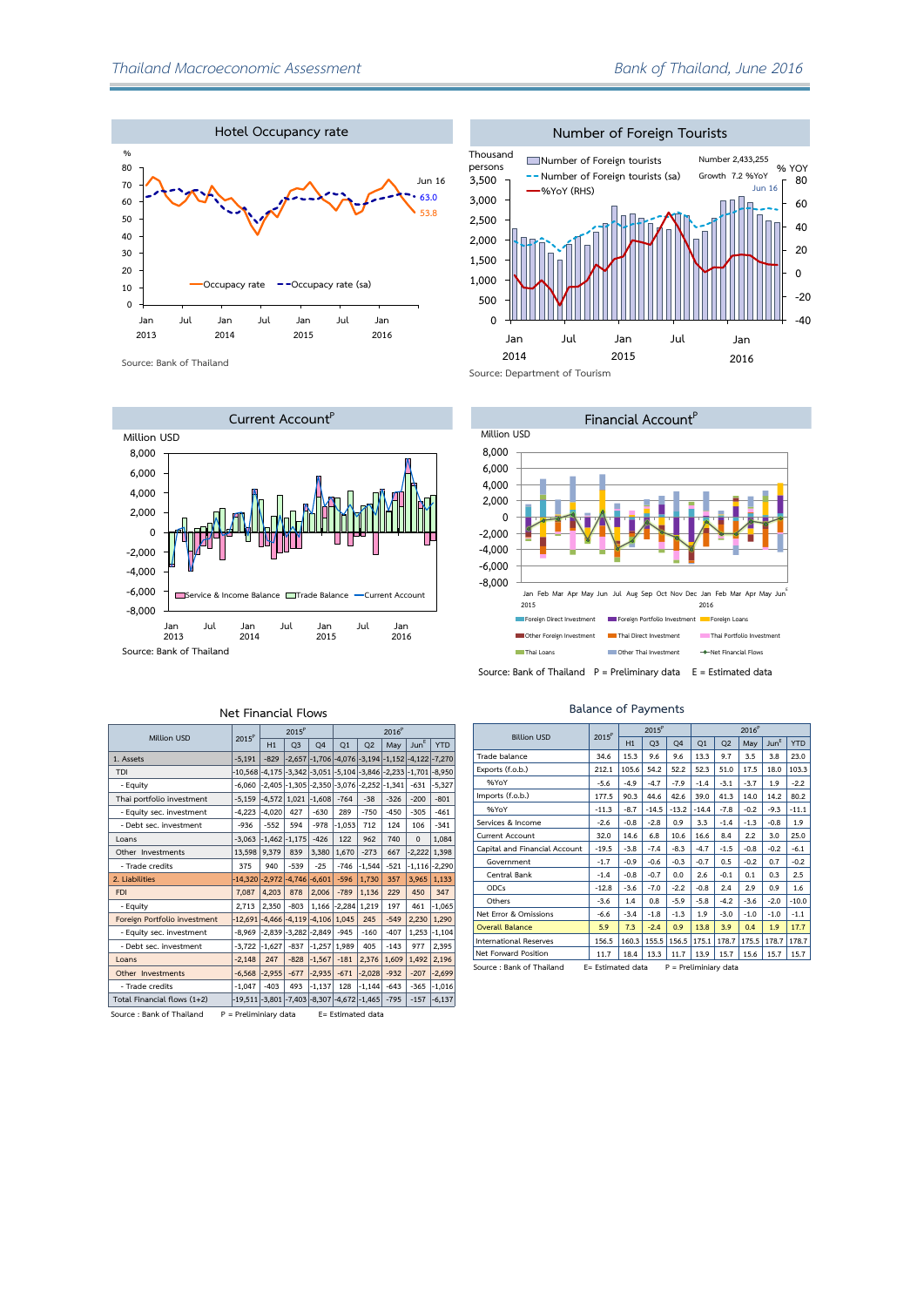## Hotel Occupancy rate

Source: Bank of Thailand

## Number of Foreign Tourists

Source: Department of Tourism

## Current Account[P]

Source: Bank of Thailand

## Financial Account[P]

Source: Bank of Thailand P = Preliminary data E = Estimated data

### Net Financial Flows

| Million USD | 2015[P] | 2015[P] H1 | Q3 | Q4 | 2016[P] Q1 | Q2 | May | Jun[E] | YTD |
|---|---|---|---|---|---|---|---|---|---|
| 1. Assets | -5,191 | -829 | -2,657 | -1,706 | -4,076 | -3,194 | -1,152 | -4,122 | -7,270 |
| TDI | -10,568 | -4,175 | -3,342 | -3,051 | -5,104 | -3,846 | -2,233 | -1,701 | -8,950 |
| - Equity | -6,060 | -2,405 | -1,305 | -2,350 | -3,076 | -2,252 | -1,341 | -631 | -5,327 |
| Thai portfolio investment | -5,159 | -4,572 | 1,021 | -1,608 | -764 | -38 | -326 | -200 | -801 |
| - Equity sec. investment | -4,223 | -4,020 | 427 | -630 | 289 | -750 | -450 | -305 | -461 |
| - Debt sec. investment | -936 | -552 | 594 | -978 | -1,053 | 712 | 124 | 106 | -341 |
| Loans | -3,063 | -1,462 | -1,175 | -426 | 122 | 962 | 740 | 0 | 1,084 |
| Other Investments | 13,598 | 9,379 | 839 | 3,380 | 1,670 | -273 | 667 | -2,222 | 1,398 |
| - Trade credits | 375 | 940 | -539 | -25 | -746 | -1,544 | -521 | -1,116 | -2,290 |
| 2. Liabilities | -14,320 | -2,972 | -4,746 | -6,601 | -596 | 1,730 | 357 | 3,965 | 1,133 |
| FDI | 7,087 | 4,203 | 878 | 2,006 | -789 | 1,136 | 229 | 450 | 347 |
| - Equity | 2,713 | 2,350 | -803 | 1,166 | -2,284 | 1,219 | 197 | 461 | -1,065 |
| Foreign Portfolio investment | -12,691 | -4,466 | -4,119 | -4,106 | 1,045 | 245 | -549 | 2,230 | 1,290 |
| - Equity sec. investment | -8,969 | -2,839 | -3,282 | -2,849 | -945 | -160 | -407 | 1,253 | -1,104 |
| - Debt sec. investment | -3,722 | -1,627 | -837 | -1,257 | 1,989 | 405 | -143 | 977 | 2,395 |
| Loans | -2,148 | 247 | -828 | -1,567 | -181 | 2,376 | 1,609 | 1,492 | 2,196 |
| Other Investments | -6,568 | -2,955 | -677 | -2,935 | -671 | -2,028 | -932 | -207 | -2,699 |
| - Trade credits | -1,047 | -403 | 493 | -1,137 | 128 | -1,144 | -643 | -365 | -1,016 |
| Total Financial flows (1+2) | -19,511 | -3,801 | -7,403 | -8,307 | -4,672 | -1,465 | -795 | -157 | -6,137 |

Source : Bank of Thailand P = Preliminary data E= Estimated data

### Balance of Payments

| Billion USD | 2015[P] | 2015[P] H1 | Q3 | Q4 | 2016[P] Q1 | Q2 | May | Jun[E] | YTD |
|---|---|---|---|---|---|---|---|---|---|
| Trade balance | 34.6 | 15.3 | 9.6 | 9.6 | 13.3 | 9.7 | 3.5 | 3.8 | 23.0 |
| Exports (f.o.b.) | 212.1 | 105.6 | 54.2 | 52.2 | 52.3 | 51.0 | 17.5 | 18.0 | 103.3 |
| %YoY | -5.6 | -4.9 | -4.7 | -7.9 | -1.4 | -3.1 | -3.7 | 1.9 | -2.2 |
| Imports (f.o.b.) | 177.5 | 90.3 | 44.6 | 42.6 | 39.0 | 41.3 | 14.0 | 14.2 | 80.2 |
| %YoY | -11.3 | -8.7 | -14.5 | -13.2 | -14.4 | -7.8 | -0.2 | -9.3 | -11.1 |
| Services & Income | -2.6 | -0.8 | -2.8 | 0.9 | 3.3 | -1.4 | -1.3 | -0.8 | 1.9 |
| Current Account | 32.0 | 14.6 | 6.8 | 10.6 | 16.6 | 8.4 | 2.2 | 3.0 | 25.0 |
| Capital and Financial Account | -19.5 | -3.8 | -7.4 | -8.3 | -4.7 | -1.5 | -0.8 | -0.2 | -6.1 |
| Government | -1.7 | -0.9 | -0.6 | -0.3 | -0.7 | 0.5 | -0.2 | 0.7 | -0.2 |
| Central Bank | -1.4 | -0.8 | -0.7 | 0.0 | 2.6 | -0.1 | 0.1 | 0.3 | 2.5 |
| ODCs | -12.8 | -3.6 | -7.0 | -2.2 | -0.8 | 2.4 | 2.9 | 0.9 | 1.6 |
| Others | -3.6 | 1.4 | 0.8 | -5.9 | -5.8 | -4.2 | -3.6 | -2.0 | -10.0 |
| Net Error & Omissions | -6.6 | -3.4 | -1.8 | -1.3 | 1.9 | -3.0 | -1.0 | -1.0 | -1.1 |
| Overall Balance | 5.9 | 7.3 | -2.4 | 0.9 | 13.8 | 3.9 | 0.4 | 1.9 | 17.7 |
| International Reserves | 156.5 | 160.3 | 155.5 | 156.5 | 175.1 | 178.7 | 175.5 | 178.7 | 178.7 |
| Net Forward Position | 11.7 | 18.4 | 13.3 | 11.7 | 13.9 | 15.7 | 15.6 | 15.7 | 15.7 |

Source : Bank of Thailand E= Estimated data P = Preliminary data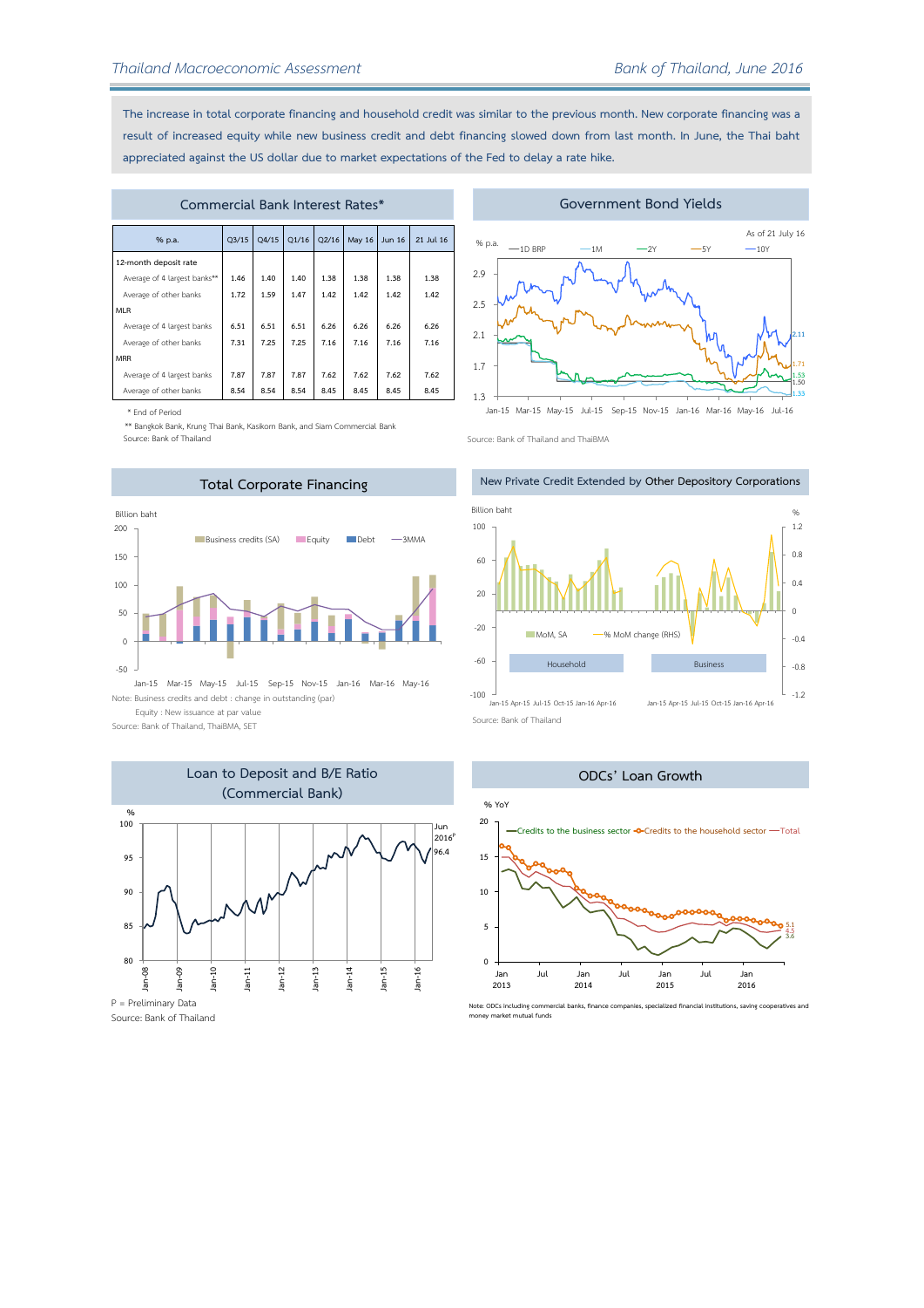The increase in total corporate financing and household credit was similar to the previous month. New corporate financing was a result of increased equity while new business credit and debt financing slowed down from last month. In June, the Thai baht appreciated against the US dollar due to market expectations of the Fed to delay a rate hike.

## Commercial Bank Interest Rates*

| % p.a. | Q3/15 | Q4/15 | Q1/16 | Q2/16 | May 16 | Jun 16 | 21 Jul 16 |
|---|---|---|---|---|---|---|---|
| 12-month deposit rate | | | | | | | |
| Average of 4 largest banks** | 1.46 | 1.40 | 1.40 | 1.38 | 1.38 | 1.38 | 1.38 |
| Average of other banks | 1.72 | 1.59 | 1.47 | 1.42 | 1.42 | 1.42 | 1.42 |
| MLR | | | | | | | |
| Average of 4 largest banks | 6.51 | 6.51 | 6.51 | 6.26 | 6.26 | 6.26 | 6.26 |
| Average of other banks | 7.31 | 7.25 | 7.25 | 7.16 | 7.16 | 7.16 | 7.16 |
| MRR | | | | | | | |
| Average of 4 largest banks | 7.87 | 7.87 | 7.87 | 7.62 | 7.62 | 7.62 | 7.62 |
| Average of other banks | 8.54 | 8.54 | 8.54 | 8.45 | 8.45 | 8.45 | 8.45 |

\* End of Period

** Bangkok Bank, Krung Thai Bank, Kasikorn Bank, and Siam Commercial Bank

Source: Bank of Thailand

## Government Bond Yields

Source: Bank of Thailand and ThaiBMA

## Total Corporate Financing

Note: Business credits and debt : change in outstanding (par)

Equity : New issuance at par value

Source: Bank of Thailand, ThaiBMA, SET

## New Private Credit Extended by Other Depository Corporations

Source: Bank of Thailand

## Loan to Deposit and B/E Ratio (Commercial Bank)

P = Preliminary Data

Source: Bank of Thailand

## ODCs' Loan Growth

Note: ODCs including commercial banks, finance companies, specialized financial institutions, saving cooperatives and money market mutual funds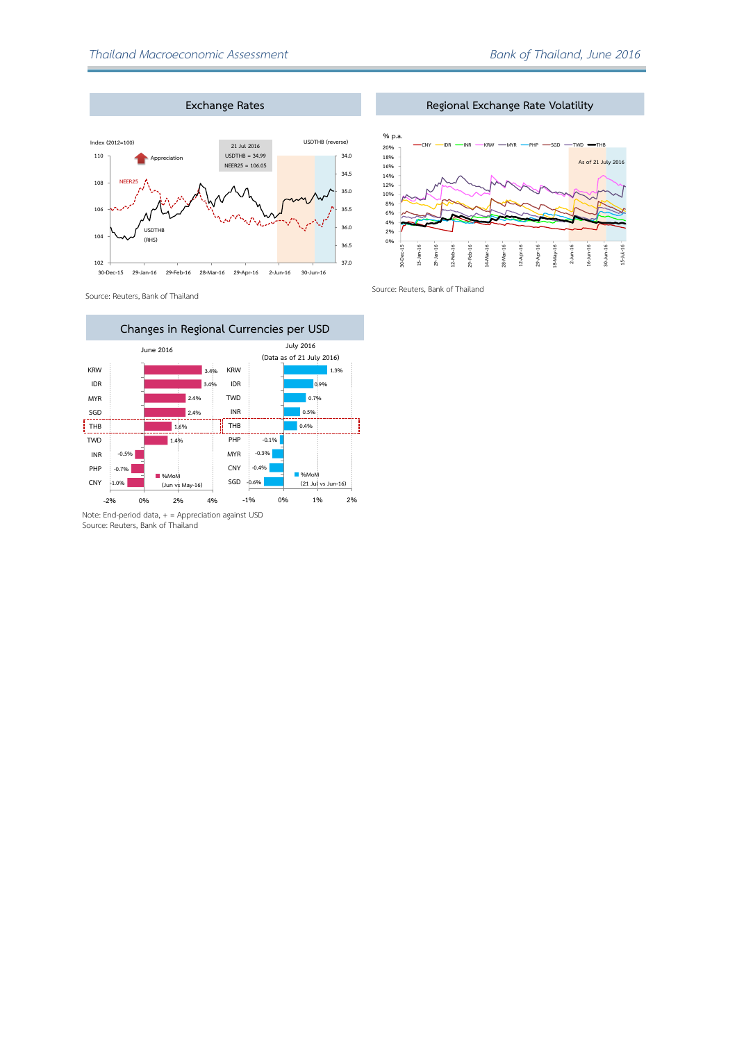## Exchange Rates

Index (2012=100)

USDTHB (reverse)

21 Jul 2016
USDTHB = 34.99
NEER25 = 106.05

Appreciation

NEER25

USDTHB (RHS)

Source: Reuters, Bank of Thailand

## Regional Exchange Rate Volatility

% p.a.

CNY, IDR, INR, KRW, MYR, PHP, SGD, TWD, THB

As of 21 July 2016

Source: Reuters, Bank of Thailand

## Changes in Regional Currencies per USD

**June 2016** (%MoM, Jun vs May-16)

| Currency | %MoM |
|---|---|
| KRW | 3.4% |
| IDR | 3.4% |
| MYR | 2.4% |
| SGD | 2.4% |
| THB | 1.6% |
| TWD | 1.4% |
| INR | -0.5% |
| PHP | -0.7% |
| CNY | -1.0% |

**July 2016** (Data as of 21 July 2016) (%MoM, 21 Jul vs Jun-16)

| Currency | %MoM |
|---|---|
| KRW | 1.3% |
| IDR | 0.9% |
| TWD | 0.7% |
| INR | 0.5% |
| THB | 0.4% |
| PHP | -0.1% |
| MYR | -0.3% |
| CNY | -0.4% |
| SGD | -0.6% |

Note: End-period data, + = Appreciation against USD
Source: Reuters, Bank of Thailand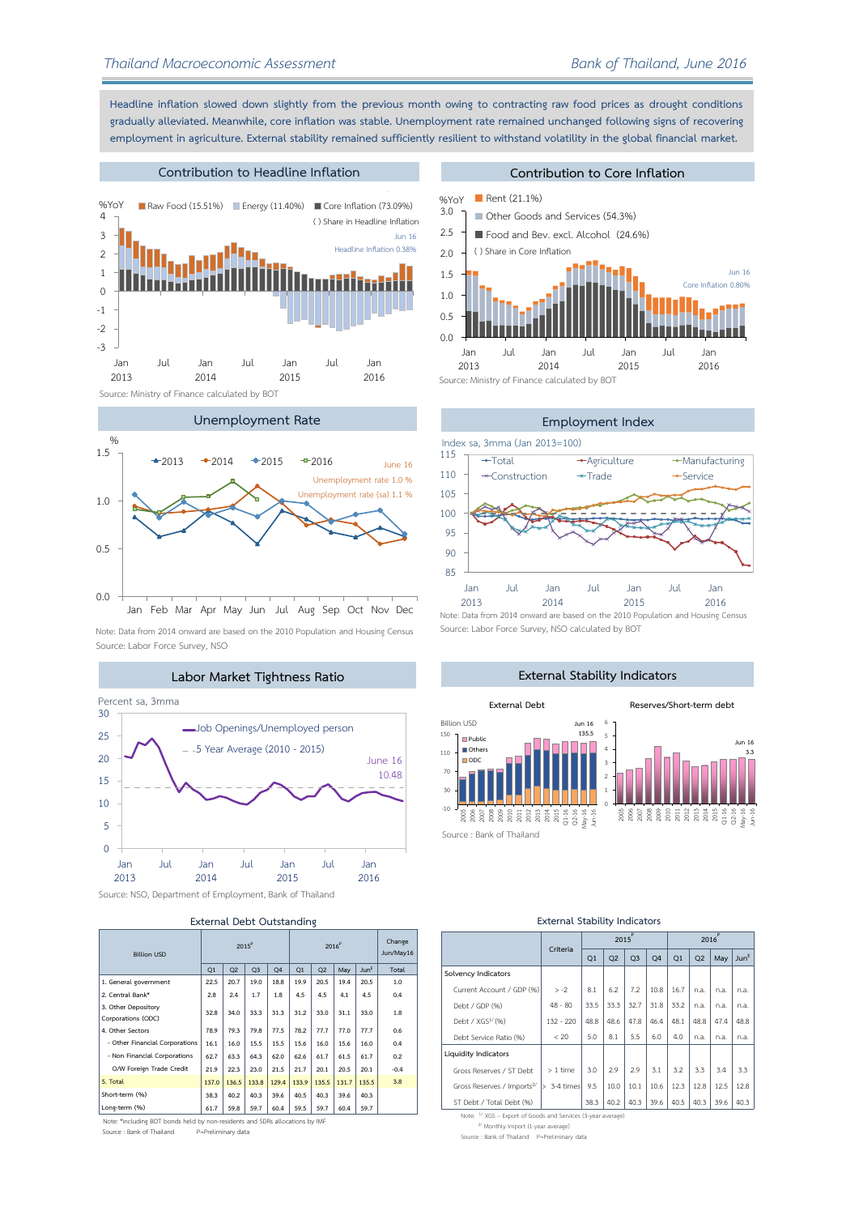Headline inflation slowed down slightly from the previous month owing to contracting raw food prices as drought conditions gradually alleviated. Meanwhile, core inflation was stable. Unemployment rate remained unchanged following signs of recovering employment in agriculture. External stability remained sufficiently resilient to withstand volatility in the global financial market.

## Contribution to Headline Inflation

%YoY
Raw Food (15.51%) Energy (11.40%) Core Inflation (73.09%)
( ) Share in Headline Inflation
Jun 16
Headline Inflation 0.38%
4 3 2 1 0 -1 -2 -3
Jan 2013 Jul Jan 2014 Jul Jan 2015 Jul Jan 2016

Source: Ministry of Finance calculated by BOT

## Contribution to Core Inflation

%YoY
Rent (21.1%)
Other Goods and Services (54.3%)
Food and Bev. excl. Alcohol (24.6%)
( ) Share in Core Inflation
Jun 16
Core Inflation 0.80%
3.0 2.5 2.0 1.5 1.0 0.5 0.0
Jan 2013 Jul Jan 2014 Jul Jan 2015 Jul Jan 2016

Source: Ministry of Finance calculated by BOT

## Unemployment Rate

%
2013 2014 2015 2016
June 16
Unemployment rate 1.0 %
Unemployment rate (sa) 1.1 %
1.5 1.0 0.5 0.0
Jan Feb Mar Apr May Jun Jul Aug Sep Oct Nov Dec

Note: Data from 2014 onward are based on the 2010 Population and Housing Census
Source: Labor Force Survey, NSO

## Employment Index

Index sa, 3mma (Jan 2013=100)
Total Agriculture Manufacturing
Construction Trade Service
115 110 105 100 95 90 85
Jan 2013 Jul Jan 2014 Jul Jan 2015 Jul Jan 2016

Note: Data from 2014 onward are based on the 2010 Population and Housing Census
Source: Labor Force Survey, NSO calculated by BOT

## Labor Market Tightness Ratio

Percent sa, 3mma
Job Openings/Unemployed person
5 Year Average (2010 - 2015)
June 16
10.48
30 25 20 15 10 5 0
Jan 2013 Jul Jan 2014 Jul Jan 2015 Jul Jan 2016

Source: NSO, Department of Employment, Bank of Thailand

## External Stability Indicators

External Debt

Billion USD
Public
Others
ODC
Jun 16
135.5
150 110 70 30 -10
2005 2006 2007 2008 2009 2010 2011 2012 2013 2014 2015 Q1-16 Q2-16 May-16 Jun-16

Reserves/Short-term debt

Jun 16
3.3
6 5 4 3 2 1 0
2005 2006 2007 2008 2009 2010 2011 2012 2013 2014 2015 Q1-16 Q2-16 May-16 Jun-16

Source : Bank of Thailand

### External Debt Outstanding

| Billion USD | 2015^P | | | | 2016^P | | | | Change Jun/May16 |
|---|---|---|---|---|---|---|---|---|---|
| | Q1 | Q2 | Q3 | Q4 | Q1 | Q2 | May | Jun^E | Total |
| 1. General government | 22.5 | 20.7 | 19.0 | 18.8 | 19.9 | 20.5 | 19.4 | 20.5 | 1.0 |
| 2. Central Bank* | 2.8 | 2.4 | 1.7 | 1.8 | 4.5 | 4.5 | 4.1 | 4.5 | 0.4 |
| 3. Other Depository Corporations (ODC) | 32.8 | 34.0 | 33.3 | 31.3 | 31.2 | 33.0 | 31.1 | 33.0 | 1.8 |
| 4. Other Sectors | 78.9 | 79.3 | 79.8 | 77.5 | 78.2 | 77.7 | 77.0 | 77.7 | 0.6 |
| - Other Financial Corporations | 16.1 | 16.0 | 15.5 | 15.5 | 15.6 | 16.0 | 15.6 | 16.0 | 0.4 |
| - Non Financial Corporations | 62.7 | 63.3 | 64.3 | 62.0 | 62.6 | 61.7 | 61.5 | 61.7 | 0.2 |
| O/W Foreign Trade Credit | 21.9 | 22.3 | 23.0 | 21.5 | 21.7 | 20.1 | 20.5 | 20.1 | -0.4 |
| 5. Total | 137.0 | 136.5 | 133.8 | 129.4 | 133.9 | 135.5 | 131.7 | 135.5 | 3.8 |
| Short-term (%) | 38.3 | 40.2 | 40.3 | 39.6 | 40.5 | 40.3 | 39.6 | 40.3 | |
| Long-term (%) | 61.7 | 59.8 | 59.7 | 60.4 | 59.5 | 59.7 | 60.4 | 59.7 | |

Note: *including BOT bonds held by non-residents and SDRs allocations by IMF
Source : Bank of Thailand P=Preliminary data

### External Stability Indicators

| | Criteria | 2015^P | | | | 2016^P | | | |
|---|---|---|---|---|---|---|---|---|---|
| | | Q1 | Q2 | Q3 | Q4 | Q1 | Q2 | May | Jun^E |
| **Solvency Indicators** | | | | | | | | | |
| Current Account / GDP (%) | > -2 | 8.1 | 6.2 | 7.2 | 10.8 | 16.7 | n.a. | n.a. | n.a. |
| Debt / GDP (%) | 48 - 80 | 33.5 | 33.3 | 32.7 | 31.8 | 33.2 | n.a. | n.a. | n.a. |
| Debt / XGS[1/] (%) | 132 - 220 | 48.8 | 48.6 | 47.8 | 46.4 | 48.1 | 48.8 | 47.4 | 48.8 |
| Debt Service Ratio (%) | < 20 | 5.0 | 8.1 | 5.5 | 6.0 | 4.0 | n.a. | n.a. | n.a. |
| **Liquidity Indicators** | | | | | | | | | |
| Gross Reserves / ST Debt | > 1 time | 3.0 | 2.9 | 2.9 | 3.1 | 3.2 | 3.3 | 3.4 | 3.3 |
| Gross Reserves / Imports[2/] | > 3-4 times | 9.5 | 10.0 | 10.1 | 10.6 | 12.3 | 12.8 | 12.5 | 12.8 |
| ST Debt / Total Debt (%) | | 38.3 | 40.2 | 40.3 | 39.6 | 40.5 | 40.3 | 39.6 | 40.3 |

Note: [1/] XGS = Export of Goods and Services (3-year average)
[2/] Monthly Import (1-year average)
Source : Bank of Thailand P=Preliminary data